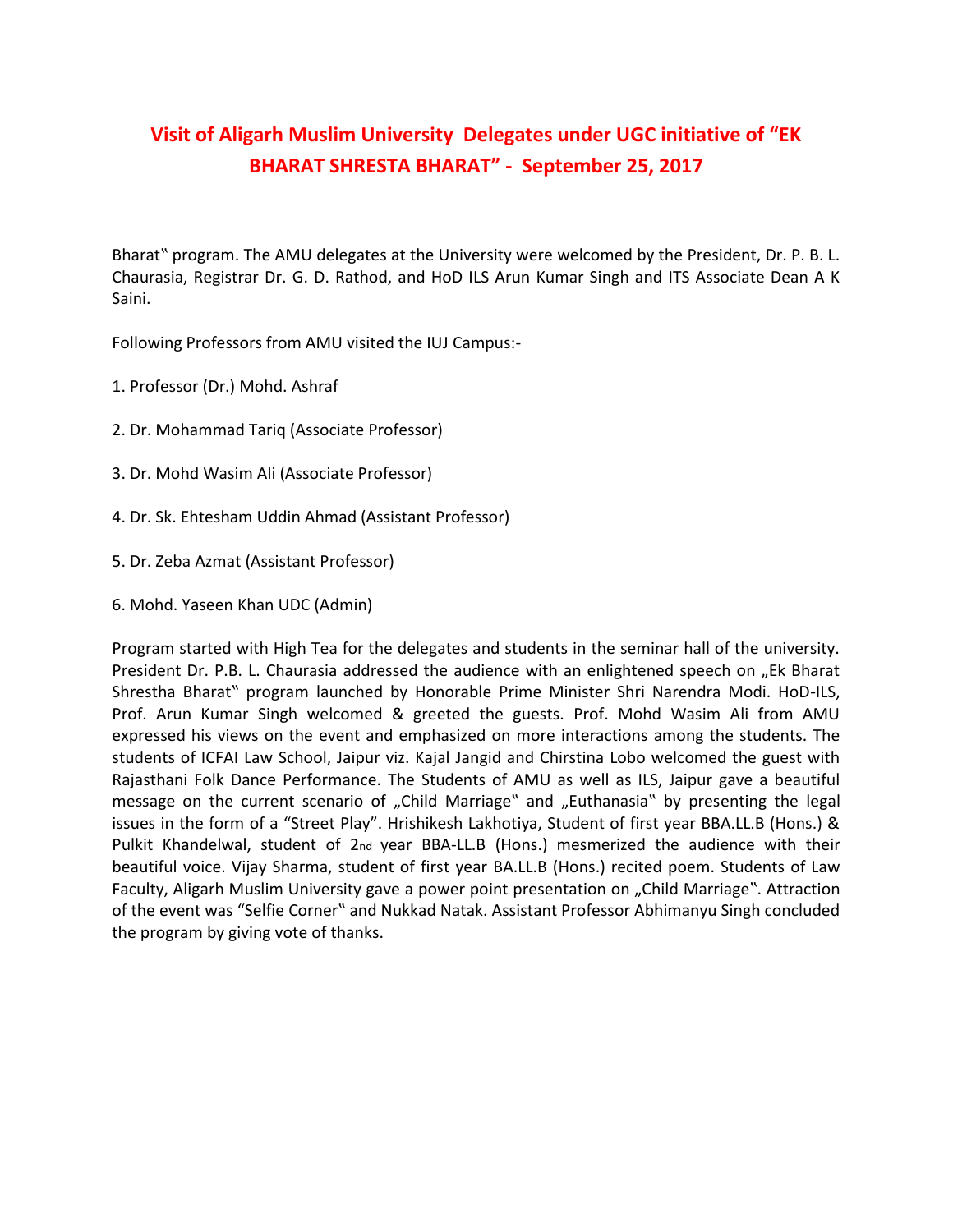# Visit of Aligarh Muslim University Delegates under UGC initiative of "EK BHARAT SHRESTA BHARAT" - September 25, 2017

Bharat‟ program. The AMU delegates at the University were welcomed by the President, Dr. P. B. L. Chaurasia, Registrar Dr. G. D. Rathod, and HoD ILS Arun Kumar Singh and ITS Associate Dean A K Saini.

Following Professors from AMU visited the IUJ Campus:-

1. Professor (Dr.) Mohd. Ashraf

2. Dr. Mohammad Tariq (Associate Professor)

3. Dr. Mohd Wasim Ali (Associate Professor)

4. Dr. Sk. Ehtesham Uddin Ahmad (Assistant Professor)

5. Dr. Zeba Azmat (Assistant Professor)

6. Mohd. Yaseen Khan UDC (Admin)

Program started with High Tea for the delegates and students in the seminar hall of the university. President Dr. P.B. L. Chaurasia addressed the audience with an enlightened speech on „Ek Bharat Shrestha Bharat‟ program launched by Honorable Prime Minister Shri Narendra Modi. HoD-ILS, Prof. Arun Kumar Singh welcomed & greeted the guests. Prof. Mohd Wasim Ali from AMU expressed his views on the event and emphasized on more interactions among the students. The students of ICFAI Law School, Jaipur viz. Kajal Jangid and Chirstina Lobo welcomed the guest with Rajasthani Folk Dance Performance. The Students of AMU as well as ILS, Jaipur gave a beautiful message on the current scenario of „Child Marriage‟ and „Euthanasia‟ by presenting the legal issues in the form of a "Street Play". Hrishikesh Lakhotiya, Student of first year BBA.LL.B (Hons.) & Pulkit Khandelwal, student of 2nd year BBA-LL.B (Hons.) mesmerized the audience with their beautiful voice. Vijay Sharma, student of first year BA.LL.B (Hons.) recited poem. Students of Law Faculty, Aligarh Muslim University gave a power point presentation on „Child Marriage‟. Attraction of the event was "Selfie Corner‟ and Nukkad Natak. Assistant Professor Abhimanyu Singh concluded the program by giving vote of thanks.